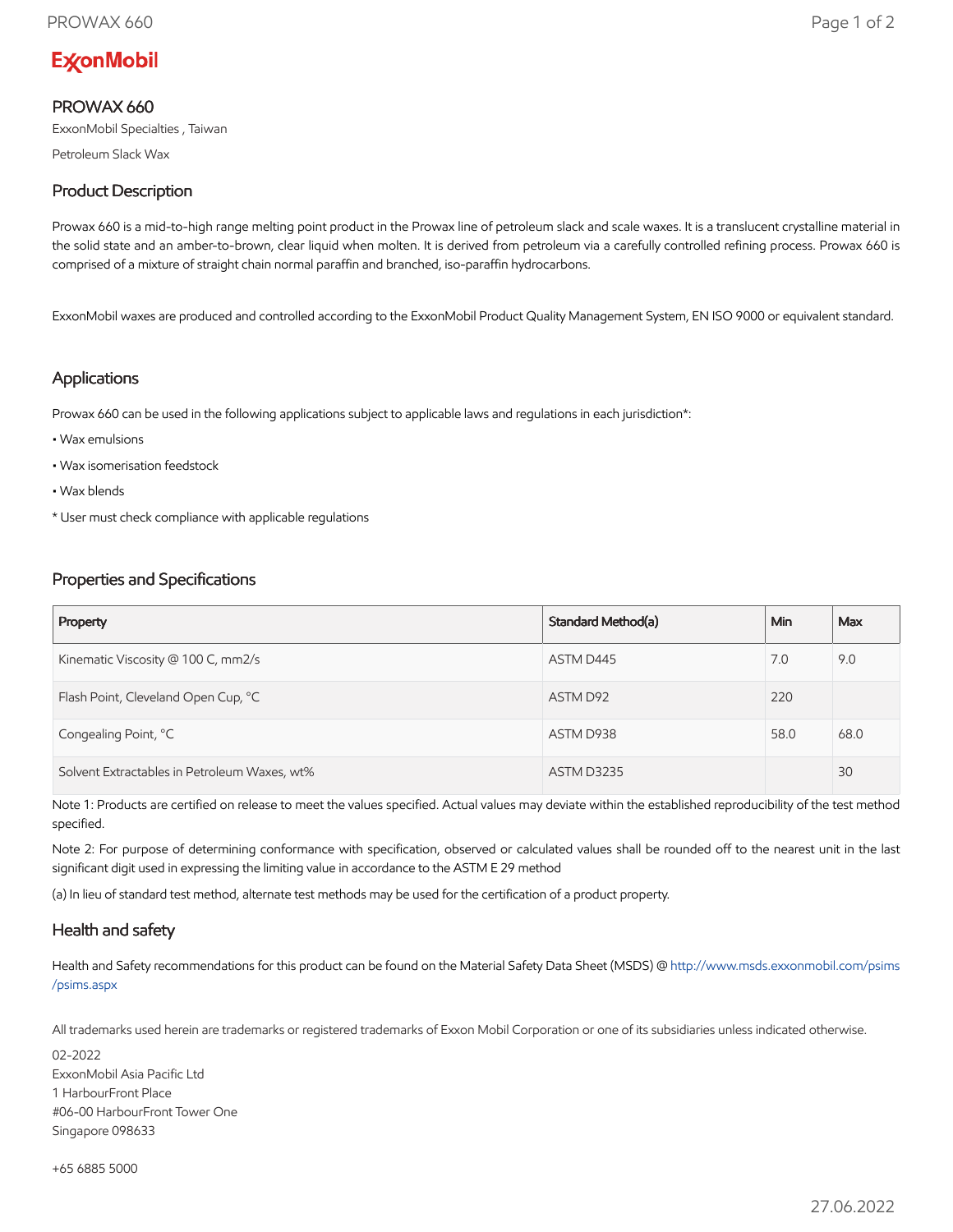**ExxonMobil**

# PROWAX 660

ExxonMobil Specialties , Taiwan

Petroleum Slack Wax

## Product Description

Prowax 660 is a mid-to-high range melting point product in the Prowax line of petroleum slack and scale waxes. It is a translucent crystalline material in the solid state and an amber-to-brown, clear liquid when molten. It is derived from petroleum via a carefully controlled refining process. Prowax 660 is comprised of a mixture of straight chain normal paraffin and branched, iso-paraffin hydrocarbons.

ExxonMobil waxes are produced and controlled according to the ExxonMobil Product Quality Management System, EN ISO 9000 or equivalent standard.

## Applications

Prowax 660 can be used in the following applications subject to applicable laws and regulations in each jurisdiction*:

- Wax emulsions
- Wax isomerisation feedstock
- Wax blends

* User must check compliance with applicable regulations

## Properties and Specifications

| Property | Standard Method(a) | Min | Max |
|---|---|---|---|
| Kinematic Viscosity @ 100 C, mm2/s | ASTM D445 | 7.0 | 9.0 |
| Flash Point, Cleveland Open Cup, °C | ASTM D92 | 220 | |
| Congealing Point, °C | ASTM D938 | 58.0 | 68.0 |
| Solvent Extractables in Petroleum Waxes, wt% | ASTM D3235 | | 30 |

Note 1: Products are certified on release to meet the values specified. Actual values may deviate within the established reproducibility of the test method specified.

Note 2: For purpose of determining conformance with specification, observed or calculated values shall be rounded off to the nearest unit in the last significant digit used in expressing the limiting value in accordance to the ASTM E 29 method

(a) In lieu of standard test method, alternate test methods may be used for the certification of a product property.

## Health and safety

Health and Safety recommendations for this product can be found on the Material Safety Data Sheet (MSDS) @ http://www.msds.exxonmobil.com/psims/psims.aspx

All trademarks used herein are trademarks or registered trademarks of Exxon Mobil Corporation or one of its subsidiaries unless indicated otherwise.

02-2022
ExxonMobil Asia Pacific Ltd
1 HarbourFront Place
#06-00 HarbourFront Tower One
Singapore 098633

+65 6885 5000

27.06.2022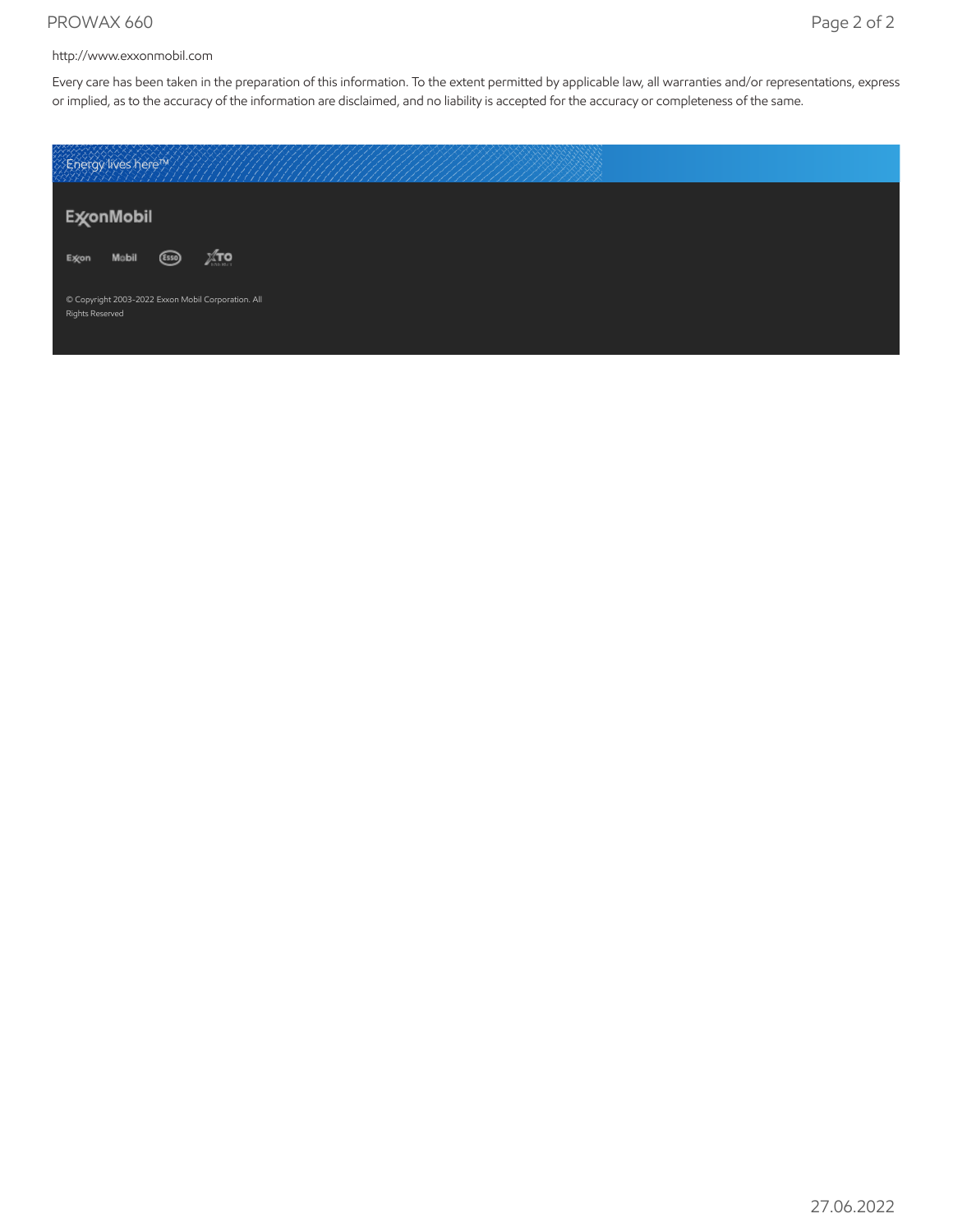http://www.exxonmobil.com

Every care has been taken in the preparation of this information. To the extent permitted by applicable law, all warranties and/or representations, express or implied, as to the accuracy of the information are disclaimed, and no liability is accepted for the accuracy or completeness of the same.

Energy lives here™

ExxonMobil

Exxon Mobil Esso XTO

© Copyright 2003-2022 Exxon Mobil Corporation. All Rights Reserved